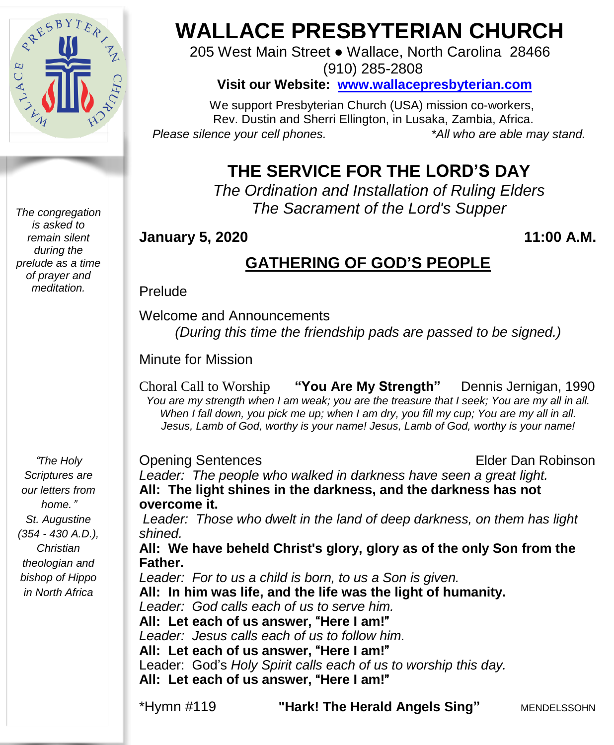# WALLACE PRESBYTERIAN CHURCH

205 West Main Street ● Wallace, North Carolina 28466
(910) 285-2808

**Visit our Website: www.wallacepresbyterian.com**

We support Presbyterian Church (USA) mission co-workers,
Rev. Dustin and Sherri Ellington, in Lusaka, Zambia, Africa.

*Please silence your cell phones.* *\*All who are able may stand.*

## THE SERVICE FOR THE LORD'S DAY

*The Ordination and Installation of Ruling Elders*
*The Sacrament of the Lord's Supper*

**January 5, 2020** **11:00 A.M.**

## GATHERING OF GOD'S PEOPLE

*The congregation is asked to remain silent during the prelude as a time of prayer and meditation.*

Prelude

Welcome and Announcements
*(During this time the friendship pads are passed to be signed.)*

Minute for Mission

Choral Call to Worship **"You Are My Strength"** Dennis Jernigan, 1990

*You are my strength when I am weak; you are the treasure that I seek; You are my all in all.*
*When I fall down, you pick me up; when I am dry, you fill my cup; You are my all in all.*
*Jesus, Lamb of God, worthy is your name! Jesus, Lamb of God, worthy is your name!*

*"The Holy Scriptures are our letters from home."*
*St. Augustine (354 - 430 A.D.), Christian theologian and bishop of Hippo in North Africa*

Opening Sentences Elder Dan Robinson

*Leader: The people who walked in darkness have seen a great light.*
**All: The light shines in the darkness, and the darkness has not overcome it.**
*Leader: Those who dwelt in the land of deep darkness, on them has light shined.*
**All: We have beheld Christ's glory, glory as of the only Son from the Father.**
*Leader: For to us a child is born, to us a Son is given.*
**All: In him was life, and the life was the light of humanity.**
*Leader: God calls each of us to serve him.*
**All: Let each of us answer, "Here I am!"**
*Leader: Jesus calls each of us to follow him.*
**All: Let each of us answer, "Here I am!"**
Leader: God's *Holy Spirit calls each of us to worship this day.*
**All: Let each of us answer, "Here I am!"**

\*Hymn #119 **"Hark! The Herald Angels Sing"** MENDELSSOHN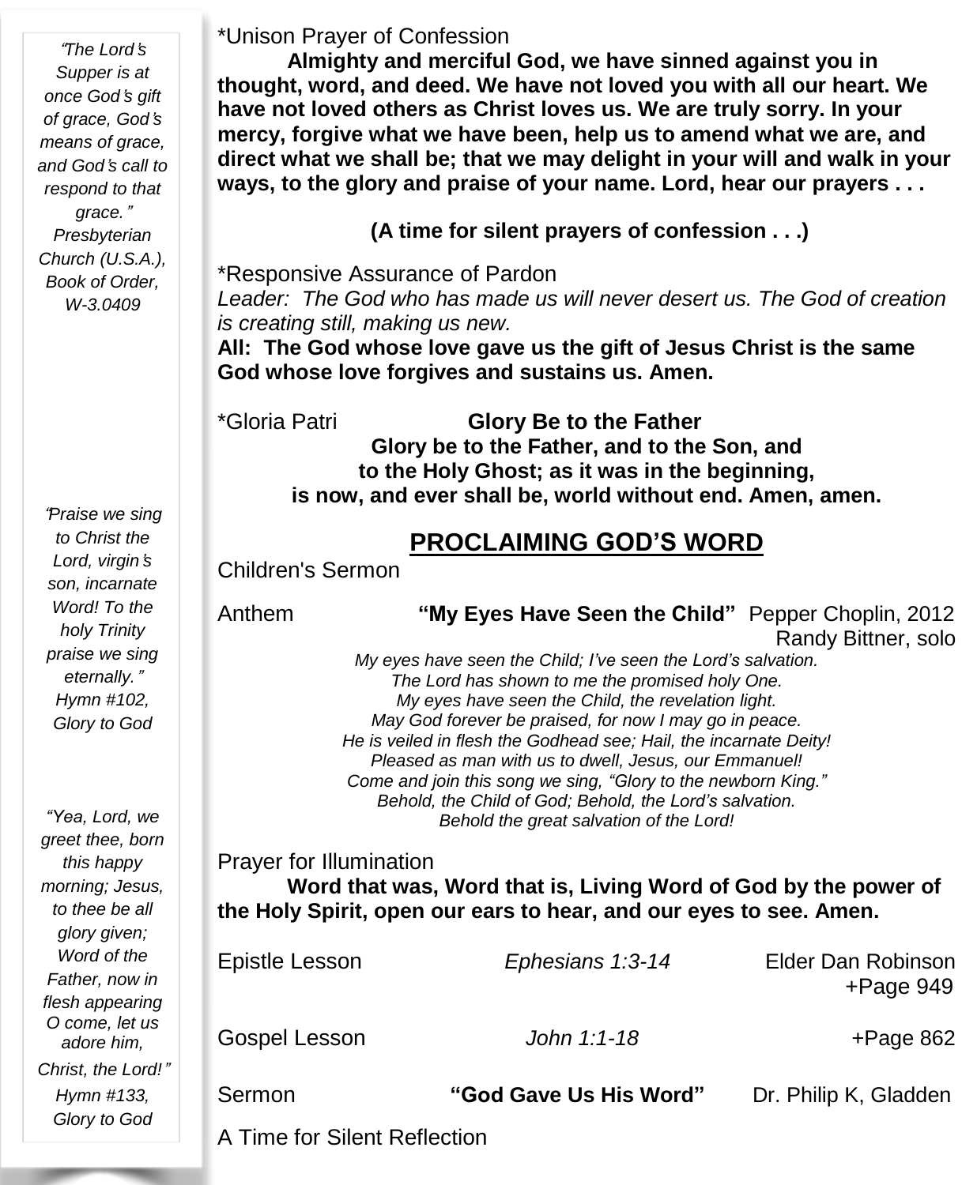*Unison Prayer of Confession

**Almighty and merciful God, we have sinned against you in thought, word, and deed. We have not loved you with all our heart. We have not loved others as Christ loves us. We are truly sorry. In your mercy, forgive what we have been, help us to amend what we are, and direct what we shall be; that we may delight in your will and walk in your ways, to the glory and praise of your name. Lord, hear our prayers . . .**

**(A time for silent prayers of confession . . .)**

*Responsive Assurance of Pardon

*Leader: The God who has made us will never desert us. The God of creation is creating still, making us new.*

**All: The God whose love gave us the gift of Jesus Christ is the same God whose love forgives and sustains us. Amen.**

*Gloria Patri **Glory Be to the Father**

**Glory be to the Father, and to the Son, and to the Holy Ghost; as it was in the beginning, is now, and ever shall be, world without end. Amen, amen.**

## PROCLAIMING GOD'S WORD

Children's Sermon

Anthem **"My Eyes Have Seen the Child"** Pepper Choplin, 2012
Randy Bittner, solo

*My eyes have seen the Child; I've seen the Lord's salvation.*
*The Lord has shown to me the promised holy One.*
*My eyes have seen the Child, the revelation light.*
*May God forever be praised, for now I may go in peace.*
*He is veiled in flesh the Godhead see; Hail, the incarnate Deity!*
*Pleased as man with us to dwell, Jesus, our Emmanuel!*
*Come and join this song we sing, "Glory to the newborn King."*
*Behold, the Child of God; Behold, the Lord's salvation.*
*Behold the great salvation of the Lord!*

Prayer for Illumination

**Word that was, Word that is, Living Word of God by the power of the Holy Spirit, open our ears to hear, and our eyes to see. Amen.**

Epistle Lesson *Ephesians 1:3-14* Elder Dan Robinson
+Page 949

Gospel Lesson *John 1:1-18* +Page 862

Sermon **"God Gave Us His Word"** Dr. Philip K, Gladden

A Time for Silent Reflection

*"The Lord's Supper is at once God's gift of grace, God's means of grace, and God's call to respond to that grace." Presbyterian Church (U.S.A.), Book of Order, W-3.0409*

*"Praise we sing to Christ the Lord, virgin's son, incarnate Word! To the holy Trinity praise we sing eternally." Hymn #102, Glory to God*

*"Yea, Lord, we greet thee, born this happy morning; Jesus, to thee be all glory given; Word of the Father, now in flesh appearing O come, let us adore him, Christ, the Lord!" Hymn #133, Glory to God*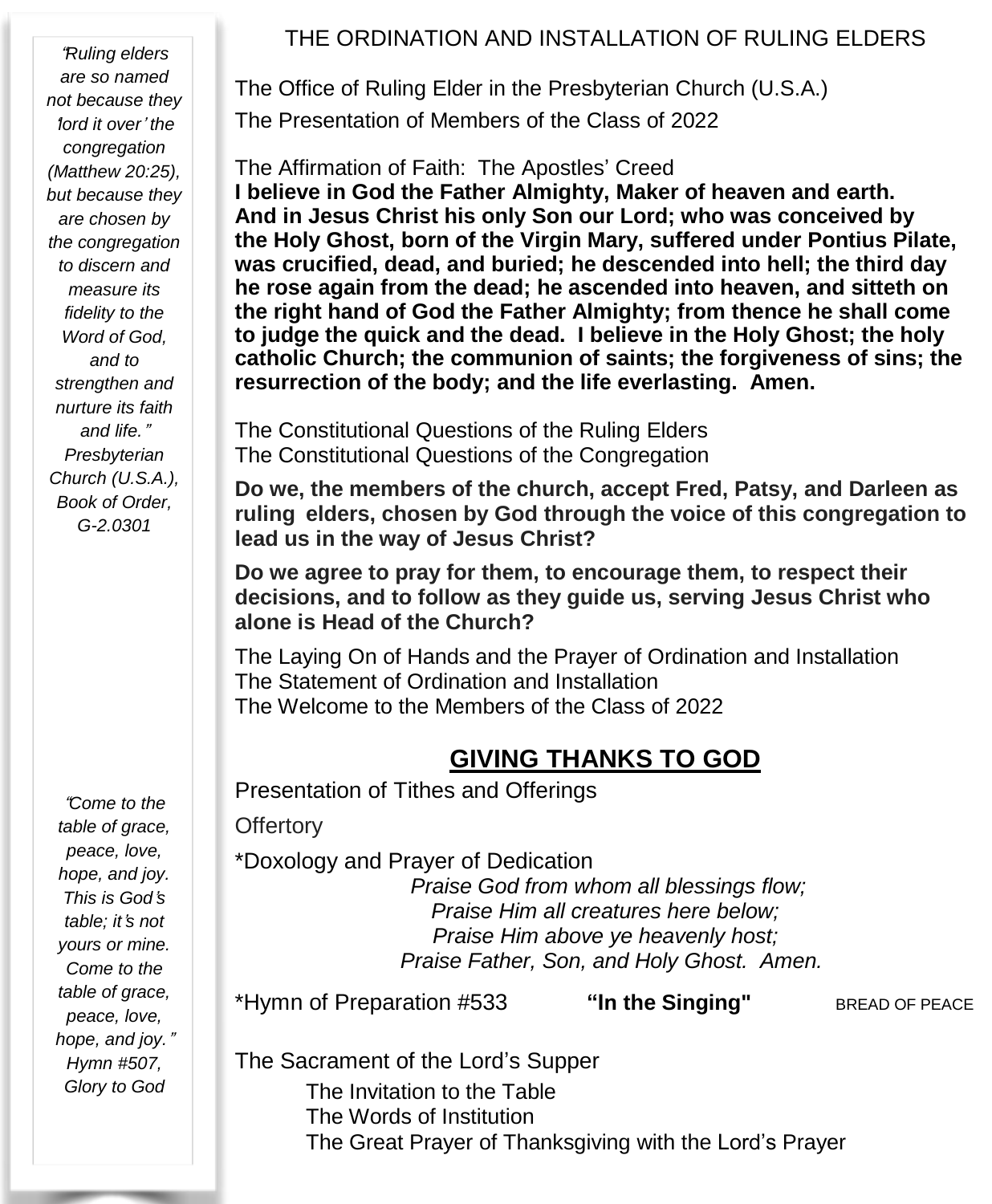*"Ruling elders are so named not because they 'lord it over' the congregation (Matthew 20:25), but because they are chosen by the congregation to discern and measure its fidelity to the Word of God, and to strengthen and nurture its faith and life."*
*Presbyterian Church (U.S.A.), Book of Order, G-2.0301*

## THE ORDINATION AND INSTALLATION OF RULING ELDERS

The Office of Ruling Elder in the Presbyterian Church (U.S.A.)

The Presentation of Members of the Class of 2022

The Affirmation of Faith: The Apostles' Creed

**I believe in God the Father Almighty, Maker of heaven and earth. And in Jesus Christ his only Son our Lord; who was conceived by the Holy Ghost, born of the Virgin Mary, suffered under Pontius Pilate, was crucified, dead, and buried; he descended into hell; the third day he rose again from the dead; he ascended into heaven, and sitteth on the right hand of God the Father Almighty; from thence he shall come to judge the quick and the dead. I believe in the Holy Ghost; the holy catholic Church; the communion of saints; the forgiveness of sins; the resurrection of the body; and the life everlasting. Amen.**

The Constitutional Questions of the Ruling Elders
The Constitutional Questions of the Congregation

**Do we, the members of the church, accept Fred, Patsy, and Darleen as ruling elders, chosen by God through the voice of this congregation to lead us in the way of Jesus Christ?**

**Do we agree to pray for them, to encourage them, to respect their decisions, and to follow as they guide us, serving Jesus Christ who alone is Head of the Church?**

The Laying On of Hands and the Prayer of Ordination and Installation
The Statement of Ordination and Installation
The Welcome to the Members of the Class of 2022

## GIVING THANKS TO GOD

*"Come to the table of grace, peace, love, hope, and joy. This is God's table; it's not yours or mine. Come to the table of grace, peace, love, hope, and joy."*
*Hymn #507, Glory to God*

Presentation of Tithes and Offerings

Offertory

*Doxology and Prayer of Dedication

*Praise God from whom all blessings flow;*
*Praise Him all creatures here below;*
*Praise Him above ye heavenly host;*
*Praise Father, Son, and Holy Ghost. Amen.*

*Hymn of Preparation #533 **"In the Singing"** BREAD OF PEACE

The Sacrament of the Lord's Supper

- The Invitation to the Table
- The Words of Institution
- The Great Prayer of Thanksgiving with the Lord's Prayer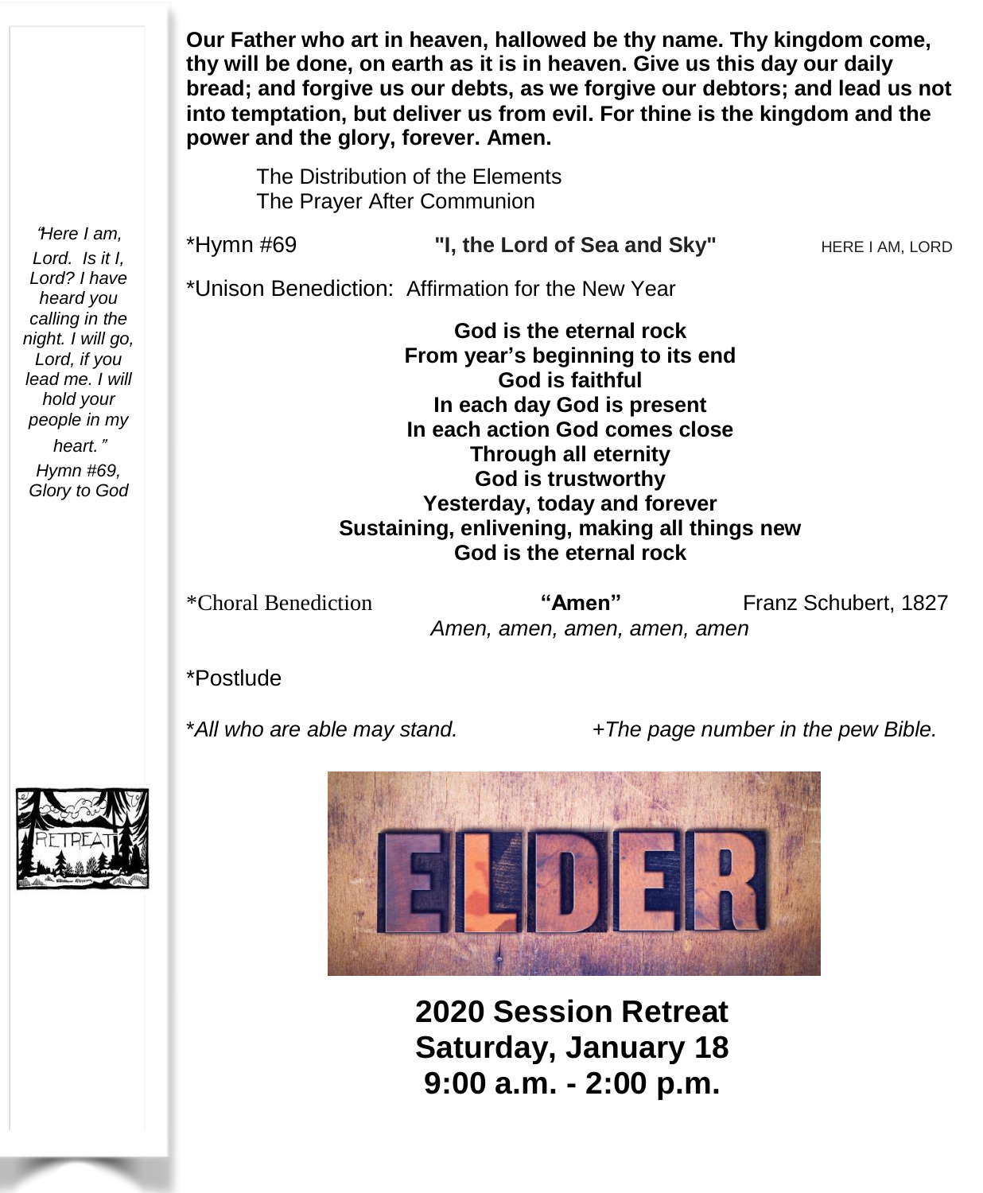**Our Father who art in heaven, hallowed be thy name. Thy kingdom come, thy will be done, on earth as it is in heaven. Give us this day our daily bread; and forgive us our debts, as we forgive our debtors; and lead us not into temptation, but deliver us from evil. For thine is the kingdom and the power and the glory, forever. Amen.**

The Distribution of the Elements
The Prayer After Communion

*"Here I am, Lord. Is it I, Lord? I have heard you calling in the night. I will go, Lord, if you lead me. I will hold your people in my heart."*
*Hymn #69, Glory to God*

*Hymn #69 **"I, the Lord of Sea and Sky"** HERE I AM, LORD

*Unison Benediction: Affirmation for the New Year

**God is the eternal rock**
**From year's beginning to its end**
**God is faithful**
**In each day God is present**
**In each action God comes close**
**Through all eternity**
**God is trustworthy**
**Yesterday, today and forever**
**Sustaining, enlivening, making all things new**
**God is the eternal rock**

*Choral Benediction **"Amen"** Franz Schubert, 1827
*Amen, amen, amen, amen, amen*

*Postlude

**All who are able may stand.* *+The page number in the pew Bible.*

RETREAT

ELDER

**2020 Session Retreat**
**Saturday, January 18**
**9:00 a.m. - 2:00 p.m.**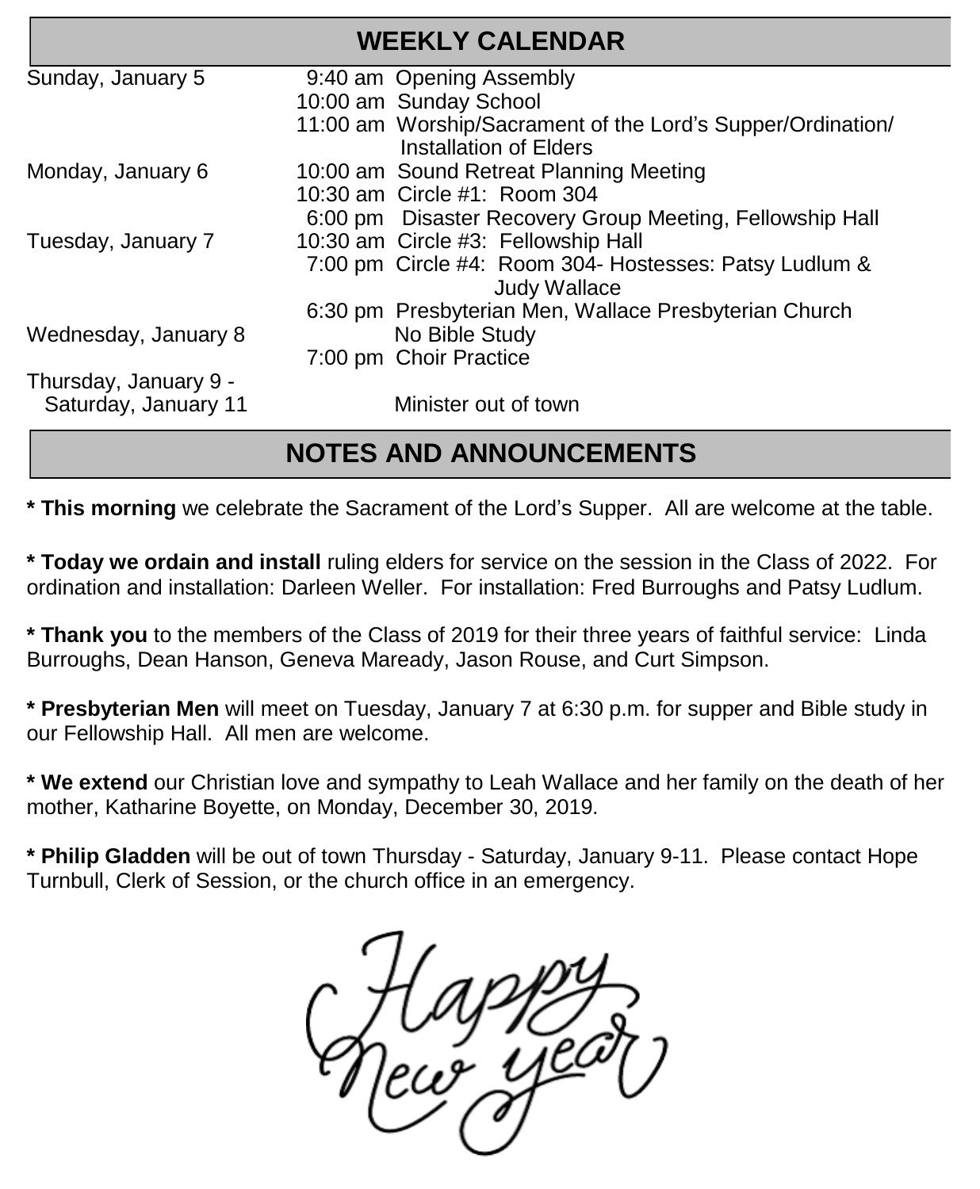## WEEKLY CALENDAR

| | | |
|---|---|---|
| Sunday, January 5 | 9:40 am | Opening Assembly |
| | 10:00 am | Sunday School |
| | 11:00 am | Worship/Sacrament of the Lord's Supper/Ordination/ Installation of Elders |
| Monday, January 6 | 10:00 am | Sound Retreat Planning Meeting |
| | 10:30 am | Circle #1: Room 304 |
| | 6:00 pm | Disaster Recovery Group Meeting, Fellowship Hall |
| Tuesday, January 7 | 10:30 am | Circle #3: Fellowship Hall |
| | 7:00 pm | Circle #4: Room 304- Hostesses: Patsy Ludlum & Judy Wallace |
| | 6:30 pm | Presbyterian Men, Wallace Presbyterian Church |
| Wednesday, January 8 | | No Bible Study |
| | 7:00 pm | Choir Practice |
| Thursday, January 9 - Saturday, January 11 | | Minister out of town |

## NOTES AND ANNOUNCEMENTS

* **This morning** we celebrate the Sacrament of the Lord's Supper. All are welcome at the table.

* **Today we ordain and install** ruling elders for service on the session in the Class of 2022. For ordination and installation: Darleen Weller. For installation: Fred Burroughs and Patsy Ludlum.

* **Thank you** to the members of the Class of 2019 for their three years of faithful service: Linda Burroughs, Dean Hanson, Geneva Maready, Jason Rouse, and Curt Simpson.

* **Presbyterian Men** will meet on Tuesday, January 7 at 6:30 p.m. for supper and Bible study in our Fellowship Hall. All men are welcome.

* **We extend** our Christian love and sympathy to Leah Wallace and her family on the death of her mother, Katharine Boyette, on Monday, December 30, 2019.

* **Philip Gladden** will be out of town Thursday - Saturday, January 9-11. Please contact Hope Turnbull, Clerk of Session, or the church office in an emergency.

Happy New year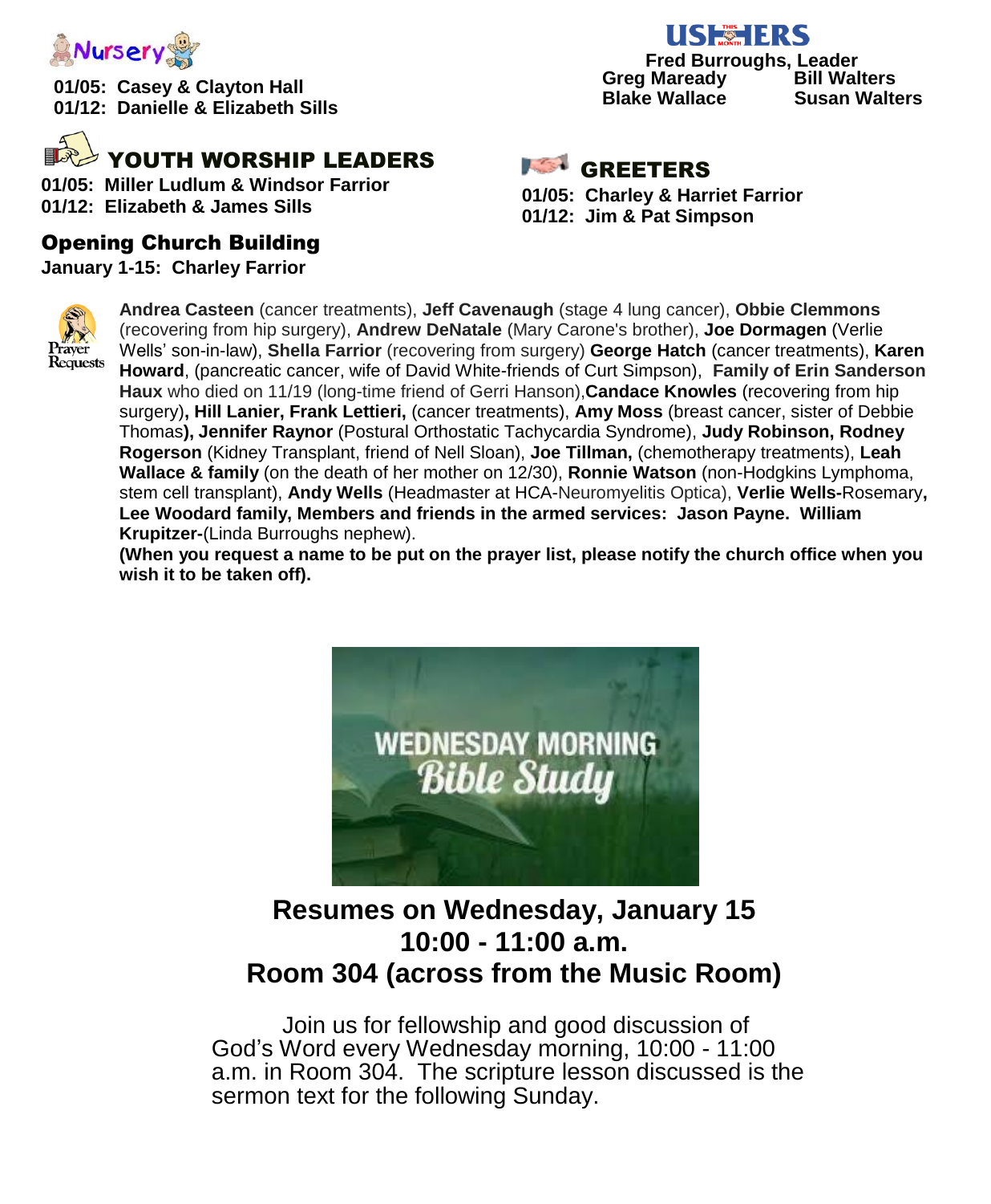## Nursery

**01/05: Casey & Clayton Hall**
**01/12: Danielle & Elizabeth Sills**

## USHERS

**Fred Burroughs, Leader**
**Greg Maready** **Bill Walters**
**Blake Wallace** **Susan Walters**

## YOUTH WORSHIP LEADERS

**01/05: Miller Ludlum & Windsor Farrior**
**01/12: Elizabeth & James Sills**

## GREETERS

**01/05: Charley & Harriet Farrior**
**01/12: Jim & Pat Simpson**

## Opening Church Building

**January 1-15: Charley Farrior**

## Prayer Requests

**Andrea Casteen** (cancer treatments), **Jeff Cavenaugh** (stage 4 lung cancer), **Obbie Clemmons** (recovering from hip surgery), **Andrew DeNatale** (Mary Carone's brother), **Joe Dormagen** (Verlie Wells' son-in-law), **Shella Farrior** (recovering from surgery) **George Hatch** (cancer treatments), **Karen Howard**, (pancreatic cancer, wife of David White-friends of Curt Simpson), **Family of Erin Sanderson Haux** who died on 11/19 (long-time friend of Gerri Hanson),**Candace Knowles** (recovering from hip surgery)**, Hill Lanier, Frank Lettieri,** (cancer treatments), **Amy Moss** (breast cancer, sister of Debbie Thomas**), Jennifer Raynor** (Postural Orthostatic Tachycardia Syndrome), **Judy Robinson, Rodney Rogerson** (Kidney Transplant, friend of Nell Sloan), **Joe Tillman,** (chemotherapy treatments), **Leah Wallace & family** (on the death of her mother on 12/30), **Ronnie Watson** (non-Hodgkins Lymphoma, stem cell transplant), **Andy Wells** (Headmaster at HCA-Neuromyelitis Optica), **Verlie Wells-**Rosemary**, Lee Woodard family, Members and friends in the armed services: Jason Payne. William Krupitzer-**(Linda Burroughs nephew).

**(When you request a name to be put on the prayer list, please notify the church office when you wish it to be taken off).**

## WEDNESDAY MORNING *Bible Study*

## Resumes on Wednesday, January 15
## 10:00 - 11:00 a.m.
## Room 304 (across from the Music Room)

Join us for fellowship and good discussion of God's Word every Wednesday morning, 10:00 - 11:00 a.m. in Room 304. The scripture lesson discussed is the sermon text for the following Sunday.